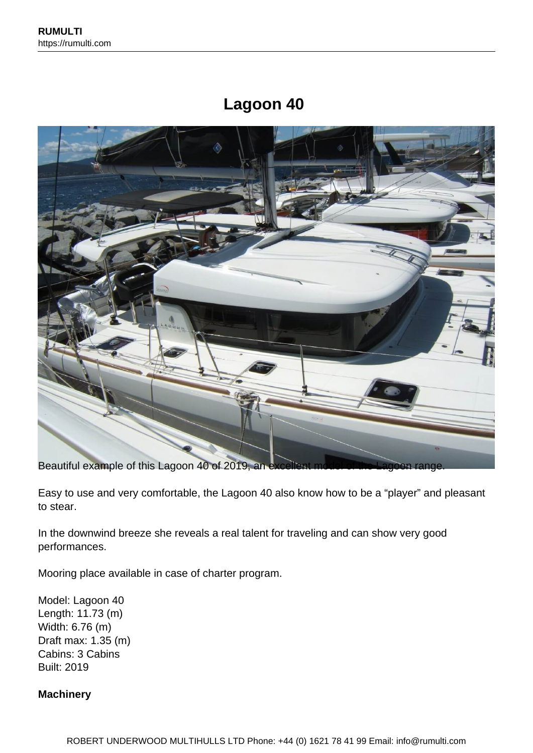# Lagoon 40

Beautiful example of this Lagoon 40 of 2019, an excellent model of the Lagoon range.

Easy to use and very comfortable, the Lagoon 40 also know how to be a “player” and pleasant to stear.

In the downwind breeze she reveals a real talent for traveling and can show very good performances.

Mooring place available in case of charter program.

Model: Lagoon 40
Length: 11.73 (m)
Width: 6.76 (m)
Draft max: 1.35 (m)
Cabins: 3 Cabins
Built: 2019

**Machinery**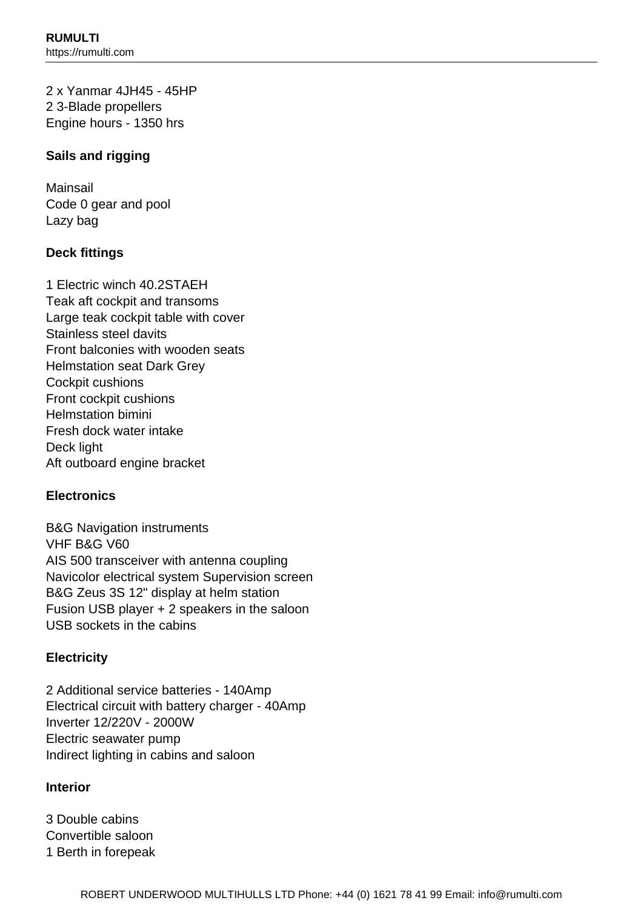2 x Yanmar 4JH45 - 45HP
2 3-Blade propellers
Engine hours - 1350 hrs

**Sails and rigging**

Mainsail
Code 0 gear and pool
Lazy bag

**Deck fittings**

1 Electric winch 40.2STAEH
Teak aft cockpit and transoms
Large teak cockpit table with cover
Stainless steel davits
Front balconies with wooden seats
Helmstation seat Dark Grey
Cockpit cushions
Front cockpit cushions
Helmstation bimini
Fresh dock water intake
Deck light
Aft outboard engine bracket

**Electronics**

B&G Navigation instruments
VHF B&G V60
AIS 500 transceiver with antenna coupling
Navicolor electrical system Supervision screen
B&G Zeus 3S 12" display at helm station
Fusion USB player + 2 speakers in the saloon
USB sockets in the cabins

**Electricity**

2 Additional service batteries - 140Amp
Electrical circuit with battery charger - 40Amp
Inverter 12/220V - 2000W
Electric seawater pump
Indirect lighting in cabins and saloon

**Interior**

3 Double cabins
Convertible saloon
1 Berth in forepeak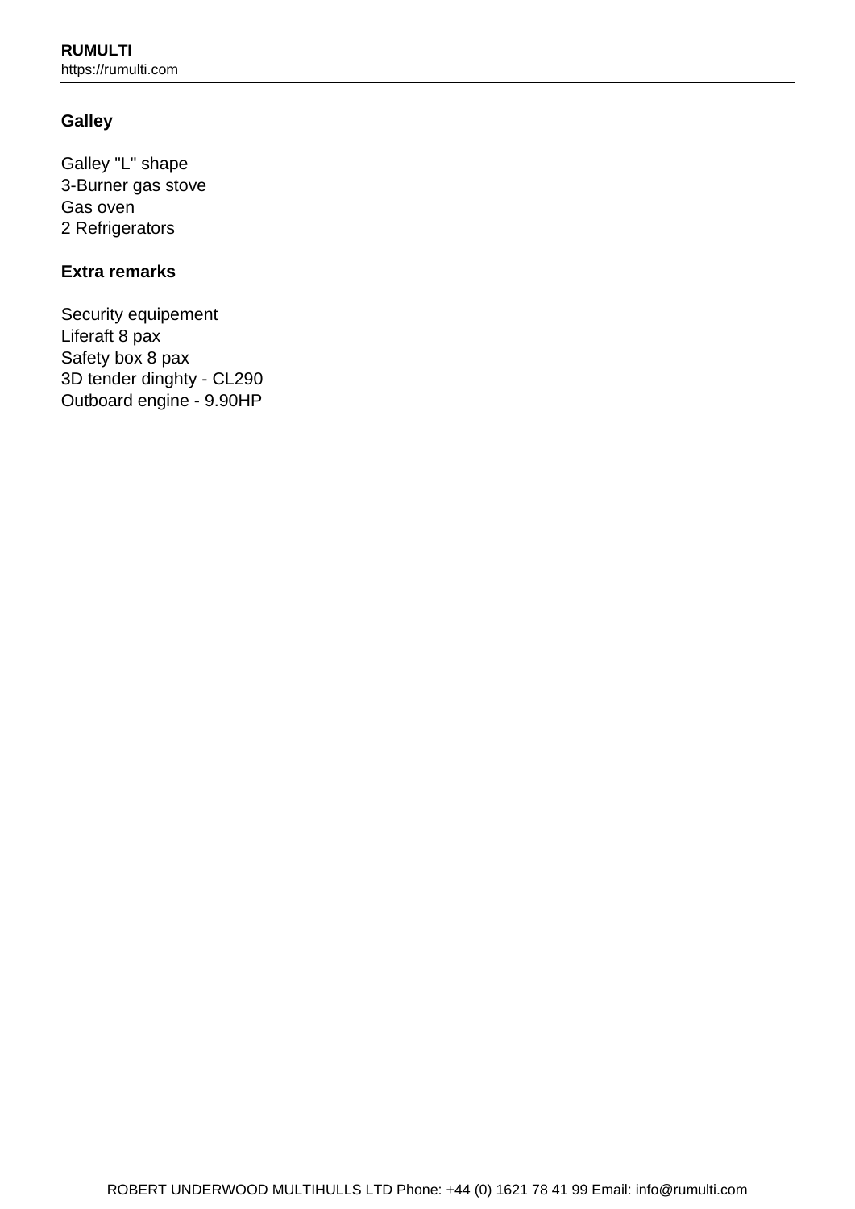## Galley

Galley "L" shape
3-Burner gas stove
Gas oven
2 Refrigerators

## Extra remarks

Security equipement
Liferaft 8 pax
Safety box 8 pax
3D tender dinghty - CL290
Outboard engine - 9.90HP